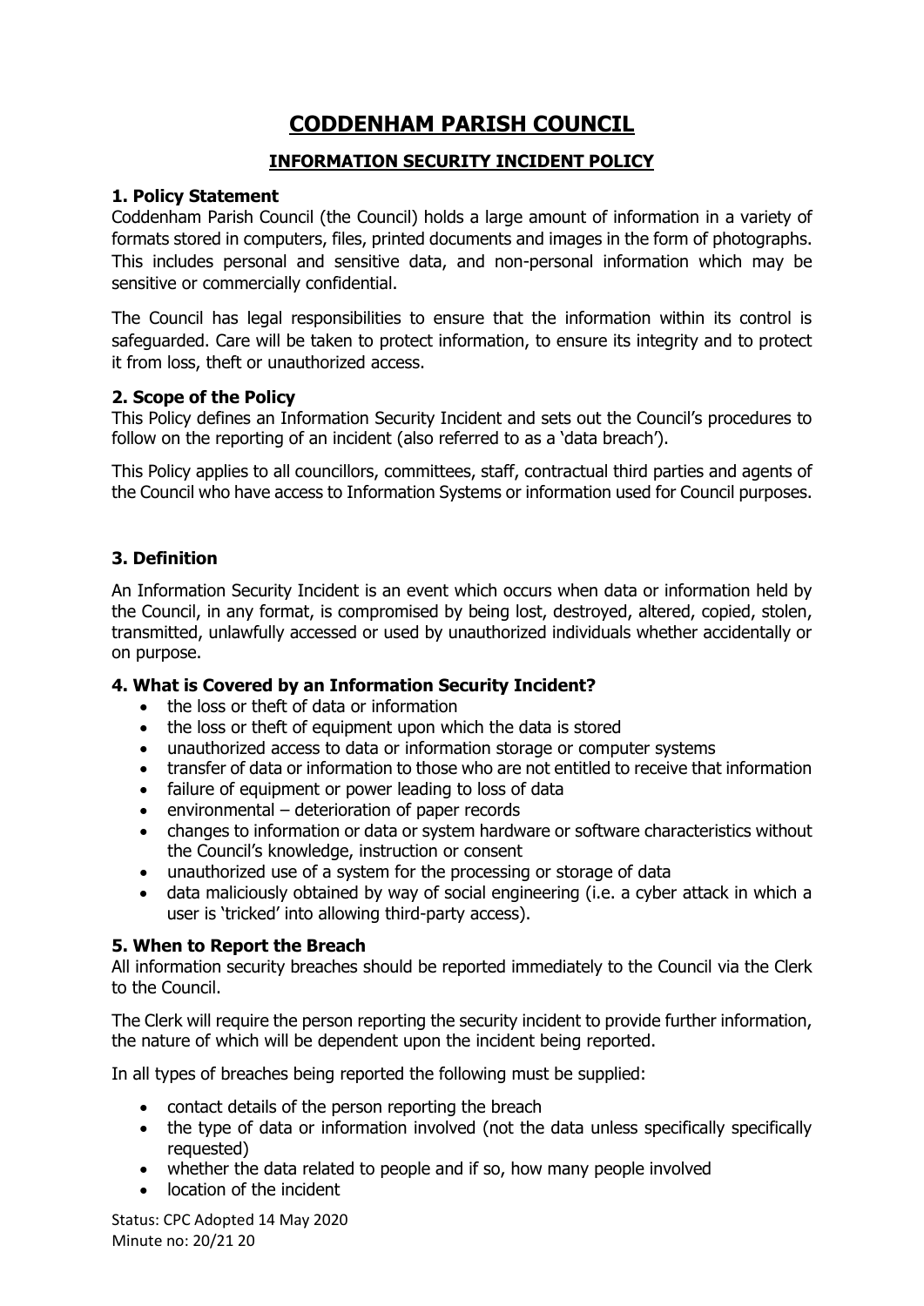# CODDENHAM PARISH COUNCIL

## INFORMATION SECURITY INCIDENT POLICY

### 1. Policy Statement

Coddenham Parish Council (the Council) holds a large amount of information in a variety of formats stored in computers, files, printed documents and images in the form of photographs. This includes personal and sensitive data, and non-personal information which may be sensitive or commercially confidential.

The Council has legal responsibilities to ensure that the information within its control is safeguarded. Care will be taken to protect information, to ensure its integrity and to protect it from loss, theft or unauthorized access.

### 2. Scope of the Policy

This Policy defines an Information Security Incident and sets out the Council's procedures to follow on the reporting of an incident (also referred to as a 'data breach').

This Policy applies to all councillors, committees, staff, contractual third parties and agents of the Council who have access to Information Systems or information used for Council purposes.

### 3. Definition

An Information Security Incident is an event which occurs when data or information held by the Council, in any format, is compromised by being lost, destroyed, altered, copied, stolen, transmitted, unlawfully accessed or used by unauthorized individuals whether accidentally or on purpose.

### 4. What is Covered by an Information Security Incident?

- the loss or theft of data or information
- the loss or theft of equipment upon which the data is stored
- unauthorized access to data or information storage or computer systems
- transfer of data or information to those who are not entitled to receive that information
- failure of equipment or power leading to loss of data
- environmental – deterioration of paper records
- changes to information or data or system hardware or software characteristics without the Council's knowledge, instruction or consent
- unauthorized use of a system for the processing or storage of data
- data maliciously obtained by way of social engineering (i.e. a cyber attack in which a user is 'tricked' into allowing third-party access).

### 5. When to Report the Breach

All information security breaches should be reported immediately to the Council via the Clerk to the Council.

The Clerk will require the person reporting the security incident to provide further information, the nature of which will be dependent upon the incident being reported.

In all types of breaches being reported the following must be supplied:

- contact details of the person reporting the breach
- the type of data or information involved (not the data unless specifically specifically requested)
- whether the data related to people and if so, how many people involved
- location of the incident

Status: CPC Adopted 14 May 2020
Minute no: 20/21 20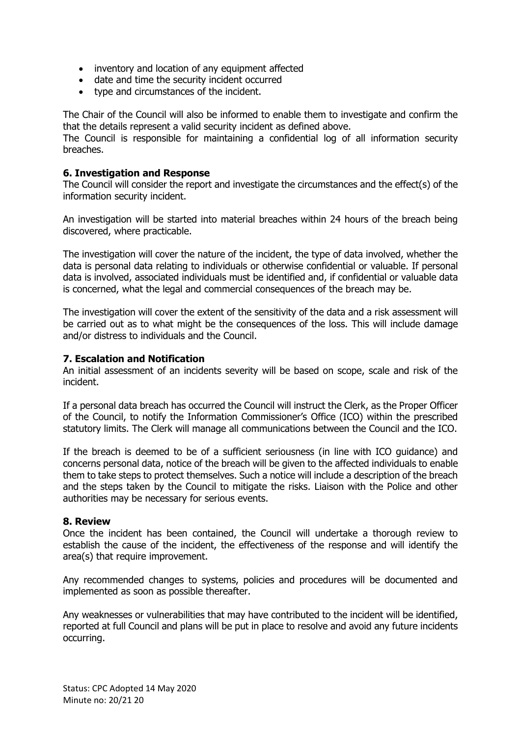- inventory and location of any equipment affected
- date and time the security incident occurred
- type and circumstances of the incident.

The Chair of the Council will also be informed to enable them to investigate and confirm the that the details represent a valid security incident as defined above.
The Council is responsible for maintaining a confidential log of all information security breaches.

**6. Investigation and Response**
The Council will consider the report and investigate the circumstances and the effect(s) of the information security incident.

An investigation will be started into material breaches within 24 hours of the breach being discovered, where practicable.

The investigation will cover the nature of the incident, the type of data involved, whether the data is personal data relating to individuals or otherwise confidential or valuable. If personal data is involved, associated individuals must be identified and, if confidential or valuable data is concerned, what the legal and commercial consequences of the breach may be.

The investigation will cover the extent of the sensitivity of the data and a risk assessment will be carried out as to what might be the consequences of the loss. This will include damage and/or distress to individuals and the Council.

**7. Escalation and Notification**
An initial assessment of an incidents severity will be based on scope, scale and risk of the incident.

If a personal data breach has occurred the Council will instruct the Clerk, as the Proper Officer of the Council, to notify the Information Commissioner's Office (ICO) within the prescribed statutory limits. The Clerk will manage all communications between the Council and the ICO.

If the breach is deemed to be of a sufficient seriousness (in line with ICO guidance) and concerns personal data, notice of the breach will be given to the affected individuals to enable them to take steps to protect themselves. Such a notice will include a description of the breach and the steps taken by the Council to mitigate the risks. Liaison with the Police and other authorities may be necessary for serious events.

**8. Review**
Once the incident has been contained, the Council will undertake a thorough review to establish the cause of the incident, the effectiveness of the response and will identify the area(s) that require improvement.

Any recommended changes to systems, policies and procedures will be documented and implemented as soon as possible thereafter.

Any weaknesses or vulnerabilities that may have contributed to the incident will be identified, reported at full Council and plans will be put in place to resolve and avoid any future incidents occurring.

Status: CPC Adopted 14 May 2020
Minute no: 20/21 20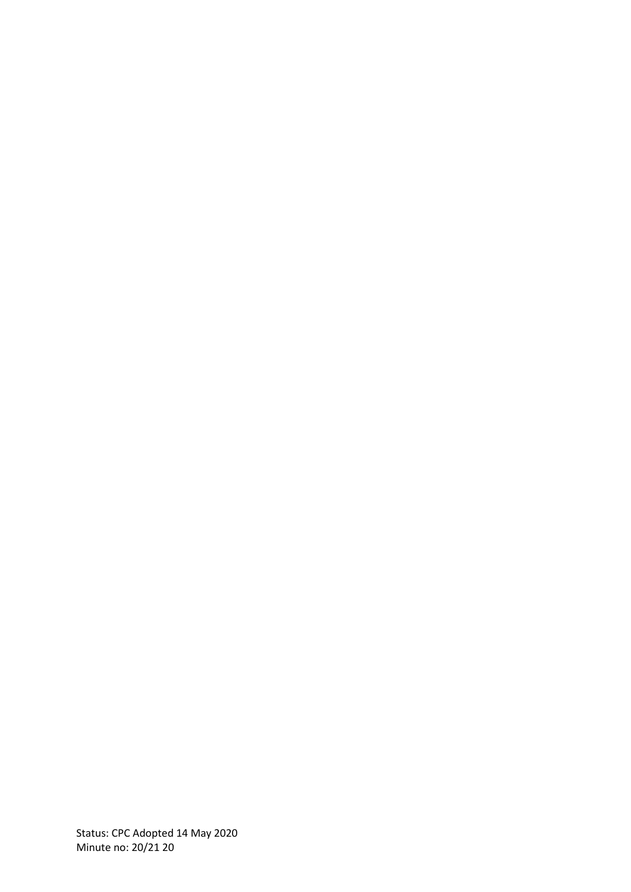Status: CPC Adopted 14 May 2020
Minute no: 20/21 20